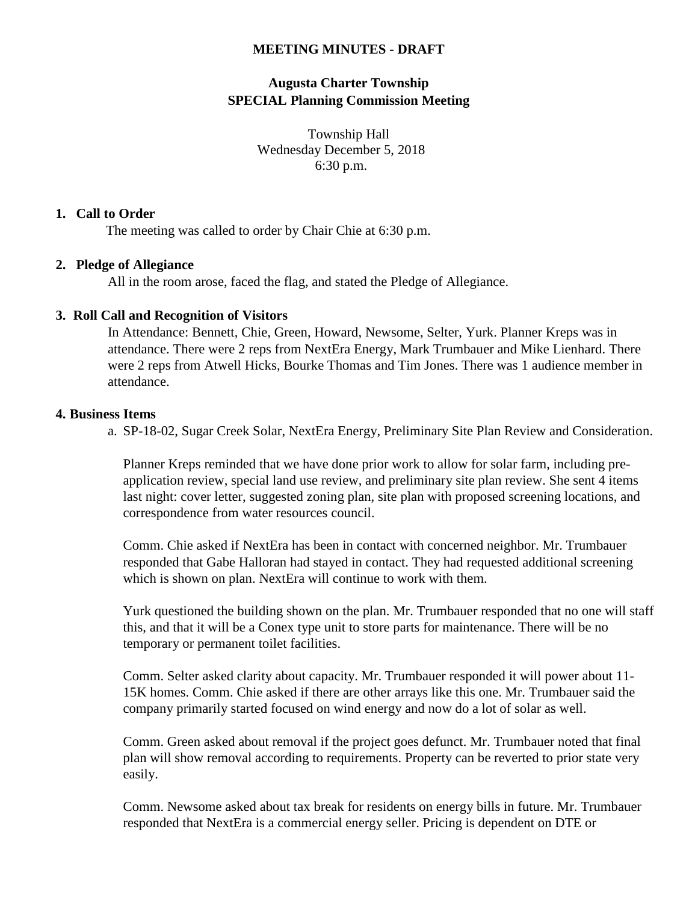**MEETING MINUTES - DRAFT**

## Augusta Charter Township
## SPECIAL Planning Commission Meeting

Township Hall
Wednesday December 5, 2018
6:30 p.m.

### 1. Call to Order

The meeting was called to order by Chair Chie at 6:30 p.m.

### 2. Pledge of Allegiance

All in the room arose, faced the flag, and stated the Pledge of Allegiance.

### 3. Roll Call and Recognition of Visitors

In Attendance: Bennett, Chie, Green, Howard, Newsome, Selter, Yurk. Planner Kreps was in attendance. There were 2 reps from NextEra Energy, Mark Trumbauer and Mike Lienhard. There were 2 reps from Atwell Hicks, Bourke Thomas and Tim Jones. There was 1 audience member in attendance.

### 4. Business Items

a. SP-18-02, Sugar Creek Solar, NextEra Energy, Preliminary Site Plan Review and Consideration.

Planner Kreps reminded that we have done prior work to allow for solar farm, including pre-application review, special land use review, and preliminary site plan review. She sent 4 items last night: cover letter, suggested zoning plan, site plan with proposed screening locations, and correspondence from water resources council.

Comm. Chie asked if NextEra has been in contact with concerned neighbor. Mr. Trumbauer responded that Gabe Halloran had stayed in contact. They had requested additional screening which is shown on plan. NextEra will continue to work with them.

Yurk questioned the building shown on the plan. Mr. Trumbauer responded that no one will staff this, and that it will be a Conex type unit to store parts for maintenance. There will be no temporary or permanent toilet facilities.

Comm. Selter asked clarity about capacity. Mr. Trumbauer responded it will power about 11-15K homes. Comm. Chie asked if there are other arrays like this one. Mr. Trumbauer said the company primarily started focused on wind energy and now do a lot of solar as well.

Comm. Green asked about removal if the project goes defunct. Mr. Trumbauer noted that final plan will show removal according to requirements. Property can be reverted to prior state very easily.

Comm. Newsome asked about tax break for residents on energy bills in future. Mr. Trumbauer responded that NextEra is a commercial energy seller. Pricing is dependent on DTE or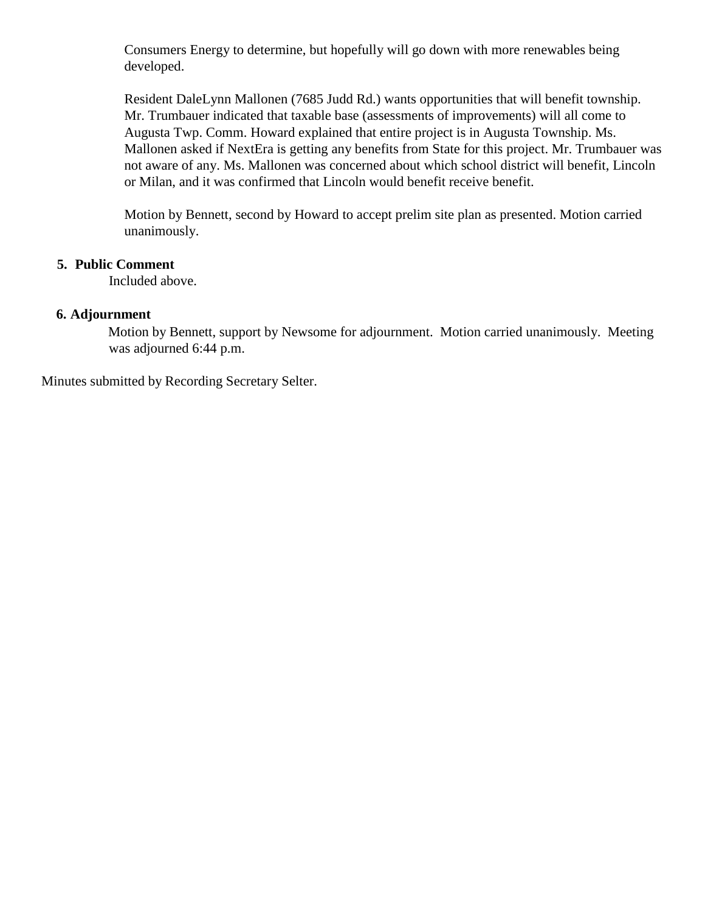Consumers Energy to determine, but hopefully will go down with more renewables being developed.

Resident DaleLynn Mallonen (7685 Judd Rd.) wants opportunities that will benefit township. Mr. Trumbauer indicated that taxable base (assessments of improvements) will all come to Augusta Twp. Comm. Howard explained that entire project is in Augusta Township. Ms. Mallonen asked if NextEra is getting any benefits from State for this project. Mr. Trumbauer was not aware of any. Ms. Mallonen was concerned about which school district will benefit, Lincoln or Milan, and it was confirmed that Lincoln would benefit receive benefit.

Motion by Bennett, second by Howard to accept prelim site plan as presented. Motion carried unanimously.

**5. Public Comment**

Included above.

**6. Adjournment**

Motion by Bennett, support by Newsome for adjournment. Motion carried unanimously. Meeting was adjourned 6:44 p.m.

Minutes submitted by Recording Secretary Selter.